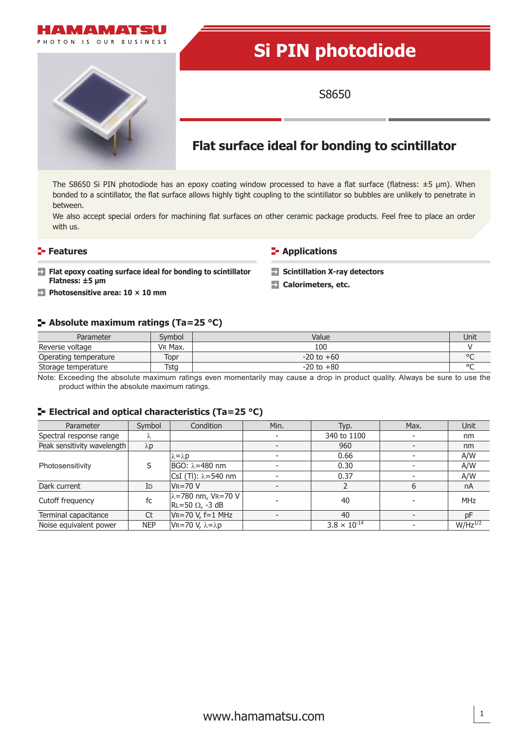HAMAMATSU

PHOTON IS OUR BUSINESS

# Si PIN photodiode

S8650

## Flat surface ideal for bonding to scintillator

The S8650 Si PIN photodiode has an epoxy coating window processed to have a flat surface (flatness: ±5 µm). When bonded to a scintillator, the flat surface allows highly tight coupling to the scintillator so bubbles are unlikely to penetrate in between.

We also accept special orders for machining flat surfaces on other ceramic package products. Feel free to place an order with us.

### Features

- **Flat epoxy coating surface ideal for bonding to scintillator Flatness: ±5 µm**
- **Photosensitive area: 10 × 10 mm**

### Applications

- **Scintillation X-ray detectors**
- **Calorimeters, etc.**

### Absolute maximum ratings (Ta=25 °C)

| Parameter | Symbol | Value | Unit |
|---|---|---|---|
| Reverse voltage | $V_R$ Max. | 100 | V |
| Operating temperature | Topr | -20 to +60 | °C |
| Storage temperature | Tstg | -20 to +80 | °C |

Note: Exceeding the absolute maximum ratings even momentarily may cause a drop in product quality. Always be sure to use the product within the absolute maximum ratings.

### Electrical and optical characteristics (Ta=25 °C)

| Parameter | Symbol | Condition | Min. | Typ. | Max. | Unit |
|---|---|---|---|---|---|---|
| Spectral response range | $\lambda$ | | - | 340 to 1100 | - | nm |
| Peak sensitivity wavelength | $\lambda p$ | | - | 960 | - | nm |
| Photosensitivity | S | $\lambda=\lambda p$ | - | 0.66 | - | A/W |
| | | BGO: $\lambda$=480 nm | - | 0.30 | - | A/W |
| | | CsI (Tl): $\lambda$=540 nm | - | 0.37 | - | A/W |
| Dark current | $I_D$ | $V_R$=70 V | - | 2 | 6 | nA |
| Cutoff frequency | fc | $\lambda$=780 nm, $V_R$=70 V $R_L$=50 Ω, -3 dB | - | 40 | - | MHz |
| Terminal capacitance | Ct | $V_R$=70 V, f=1 MHz | - | 40 | - | pF |
| Noise equivalent power | NEP | $V_R$=70 V, $\lambda=\lambda p$ | | $3.8 \times 10^{-14}$ | - | $W/Hz^{1/2}$ |

www.hamamatsu.com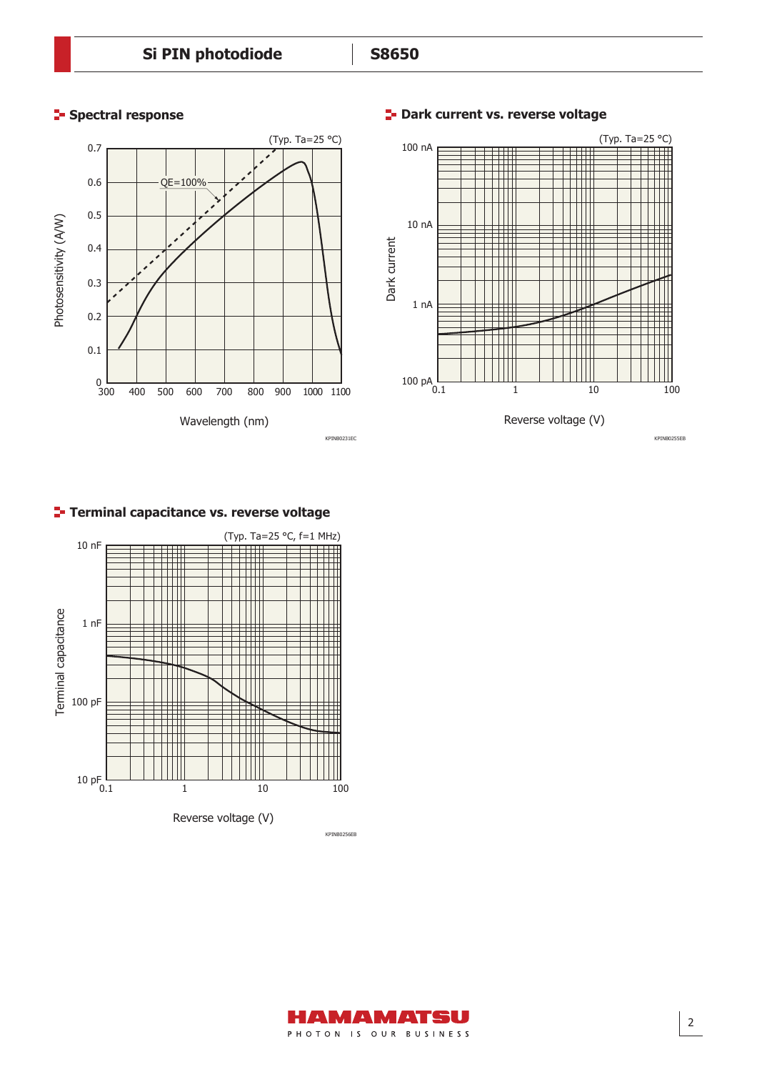## Spectral response

(Typ. Ta=25 °C)

Photosensitivity (A/W)

QE=100%

Wavelength (nm)

KPINB0231EC

## Dark current vs. reverse voltage

(Typ. Ta=25 °C)

Dark current

Reverse voltage (V)

KPINB0255EB

## Terminal capacitance vs. reverse voltage

(Typ. Ta=25 °C, f=1 MHz)

Terminal capacitance

Reverse voltage (V)

KPINB0256EB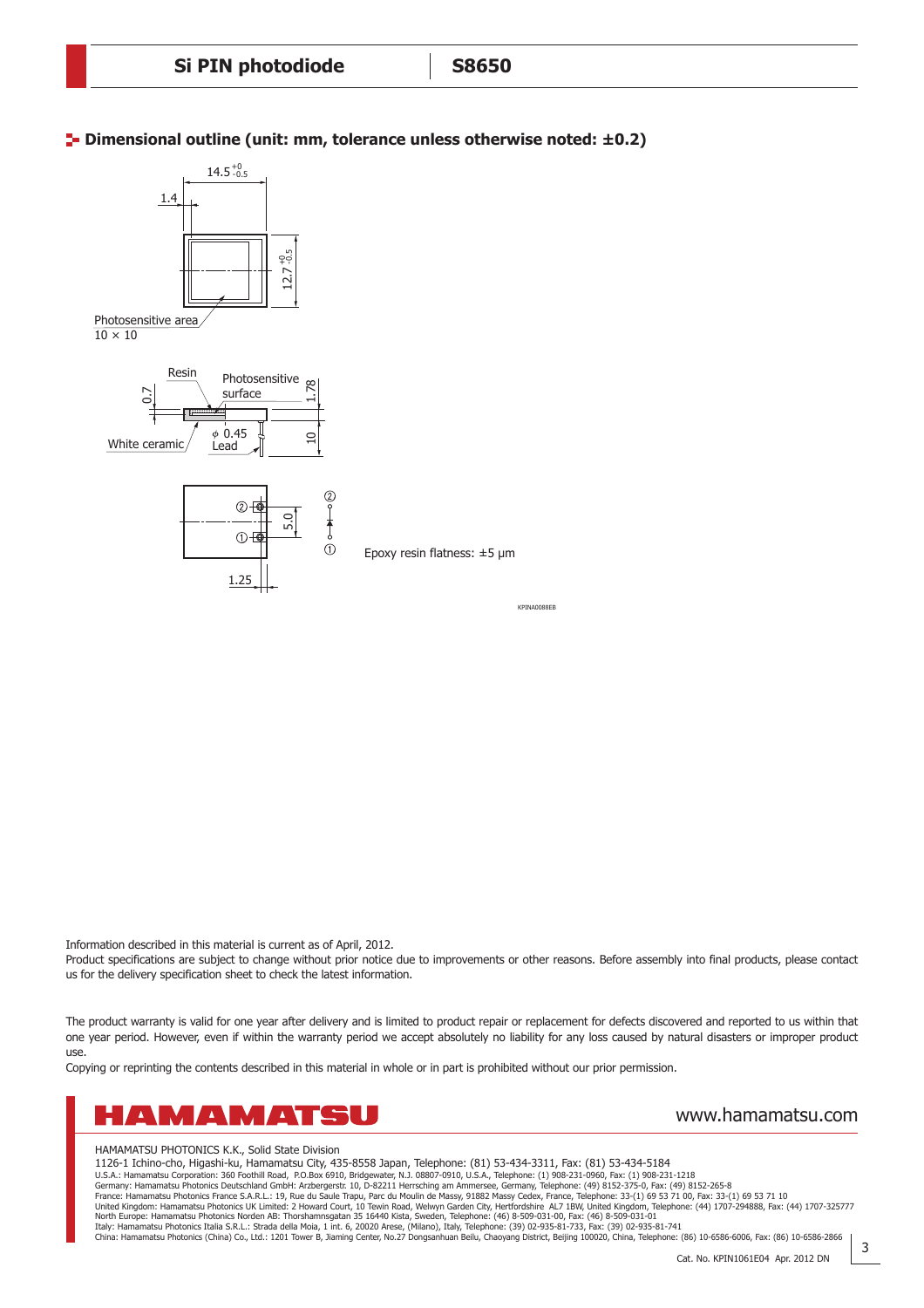## Dimensional outline (unit: mm, tolerance unless otherwise noted: ±0.2)

$14.5^{+0}_{-0.5}$

1.4

$12.7^{+0}_{-0.5}$

Photosensitive area
10 × 10

Resin

Photosensitive surface

0.7

1.78

White ceramic

ϕ 0.45
Lead

10

②

①

5.0

1.25

Epoxy resin flatness: ±5 µm

KPINA0088EB

Information described in this material is current as of April, 2012.

Product specifications are subject to change without prior notice due to improvements or other reasons. Before assembly into final products, please contact us for the delivery specification sheet to check the latest information.

The product warranty is valid for one year after delivery and is limited to product repair or replacement for defects discovered and reported to us within that one year period. However, even if within the warranty period we accept absolutely no liability for any loss caused by natural disasters or improper product use.

Copying or reprinting the contents described in this material in whole or in part is prohibited without our prior permission.

**HAMAMATSU**

www.hamamatsu.com

HAMAMATSU PHOTONICS K.K., Solid State Division
1126-1 Ichino-cho, Higashi-ku, Hamamatsu City, 435-8558 Japan, Telephone: (81) 53-434-3311, Fax: (81) 53-434-5184
U.S.A.: Hamamatsu Corporation: 360 Foothill Road, P.O.Box 6910, Bridgewater, N.J. 08807-0910, U.S.A., Telephone: (1) 908-231-0960, Fax: (1) 908-231-1218
Germany: Hamamatsu Photonics Deutschland GmbH: Arzbergerstr. 10, D-82211 Herrsching am Ammersee, Germany, Telephone: (49) 8152-375-0, Fax: (49) 8152-265-8
France: Hamamatsu Photonics France S.A.R.L.: 19, Rue du Saule Trapu, Parc du Moulin de Massy, 91882 Massy Cedex, France, Telephone: 33-(1) 69 53 71 00, Fax: 33-(1) 69 53 71 10
United Kingdom: Hamamatsu Photonics UK Limited: 2 Howard Court, 10 Tewin Road, Welwyn Garden City, Hertfordshire AL7 1BW, United Kingdom, Telephone: (44) 1707-294888, Fax: (44) 1707-325777
North Europe: Hamamatsu Photonics Norden AB: Thorshamnsgatan 35 16440 Kista, Sweden, Telephone: (46) 8-509-031-00, Fax: (46) 8-509-031-01
Italy: Hamamatsu Photonics Italia S.R.L.: Strada della Moia, 1 int. 6, 20020 Arese, (Milano), Italy, Telephone: (39) 02-935-81-733, Fax: (39) 02-935-81-741
China: Hamamatsu Photonics (China) Co., Ltd.: 1201 Tower B, Jiaming Center, No.27 Dongsanhuan Beilu, Chaoyang District, Beijing 100020, China, Telephone: (86) 10-6586-6006, Fax: (86) 10-6586-2866

Cat. No. KPIN1061E04 Apr. 2012 DN